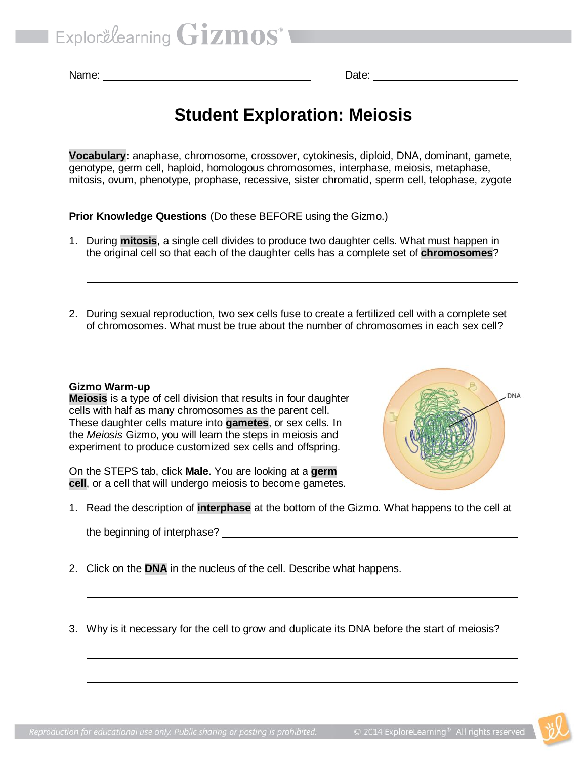Name: ______________________________ Date: ____________________

# Student Exploration: Meiosis

**Vocabulary:** anaphase, chromosome, crossover, cytokinesis, diploid, DNA, dominant, gamete, genotype, germ cell, haploid, homologous chromosomes, interphase, meiosis, metaphase, mitosis, ovum, phenotype, prophase, recessive, sister chromatid, sperm cell, telophase, zygote

**Prior Knowledge Questions** (Do these BEFORE using the Gizmo.)

1. During **mitosis**, a single cell divides to produce two daughter cells. What must happen in the original cell so that each of the daughter cells has a complete set of **chromosomes**?

_______________________________________________________________________

2. During sexual reproduction, two sex cells fuse to create a fertilized cell with a complete set of chromosomes. What must be true about the number of chromosomes in each sex cell?

_______________________________________________________________________

**Gizmo Warm-up**

**Meiosis** is a type of cell division that results in four daughter cells with half as many chromosomes as the parent cell. These daughter cells mature into **gametes**, or sex cells. In the *Meiosis* Gizmo, you will learn the steps in meiosis and experiment to produce customized sex cells and offspring.

DNA

On the STEPS tab, click **Male**. You are looking at a **germ cell**, or a cell that will undergo meiosis to become gametes.

1. Read the description of **interphase** at the bottom of the Gizmo. What happens to the cell at the beginning of interphase? ______________________________________________

2. Click on the **DNA** in the nucleus of the cell. Describe what happens. __________________

_______________________________________________________________________

3. Why is it necessary for the cell to grow and duplicate its DNA before the start of meiosis?

_______________________________________________________________________

_______________________________________________________________________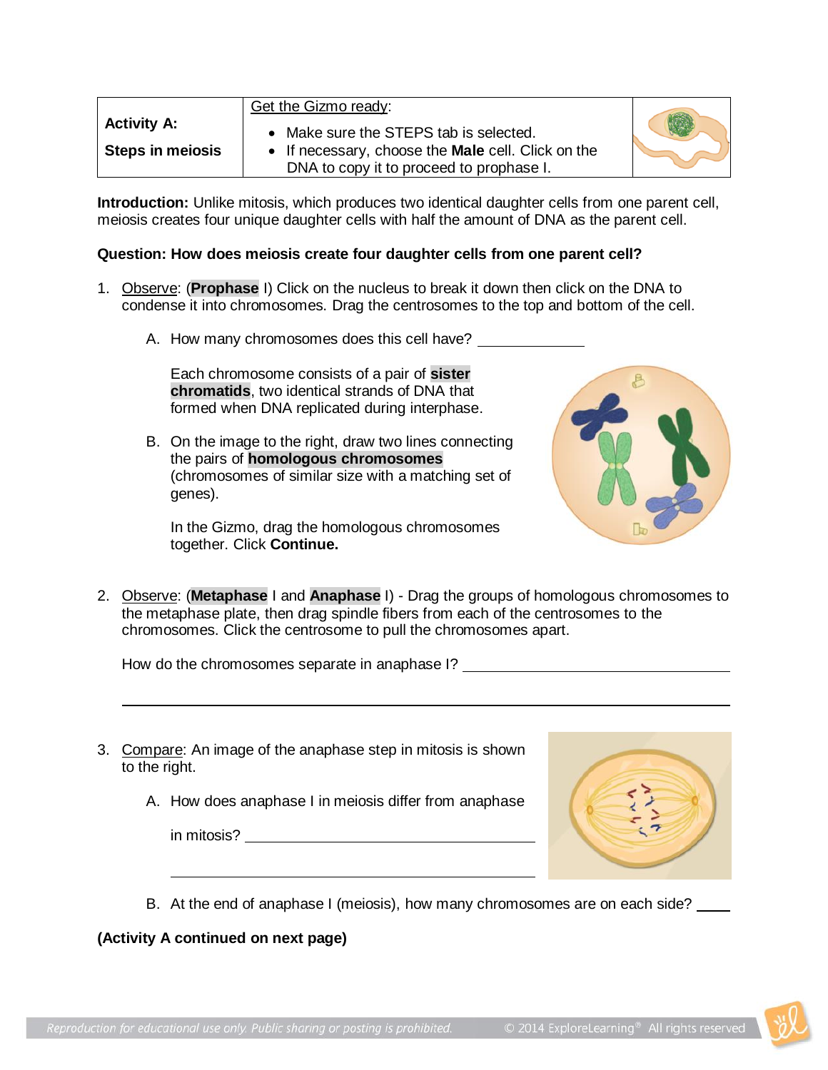| **Activity A:** **Steps in meiosis** | Get the Gizmo ready: <br> • Make sure the STEPS tab is selected. <br> • If necessary, choose the **Male** cell. Click on the DNA to copy it to proceed to prophase I. |
|---|---|

**Introduction:** Unlike mitosis, which produces two identical daughter cells from one parent cell, meiosis creates four unique daughter cells with half the amount of DNA as the parent cell.

**Question: How does meiosis create four daughter cells from one parent cell?**

1. Observe: (**Prophase** I) Click on the nucleus to break it down then click on the DNA to condense it into chromosomes. Drag the centrosomes to the top and bottom of the cell.

   A. How many chromosomes does this cell have? _______________

   Each chromosome consists of a pair of **sister chromatids**, two identical strands of DNA that formed when DNA replicated during interphase.

   B. On the image to the right, draw two lines connecting the pairs of **homologous chromosomes** (chromosomes of similar size with a matching set of genes).

   In the Gizmo, drag the homologous chromosomes together. Click **Continue.**

2. Observe: (**Metaphase** I and **Anaphase** I) - Drag the groups of homologous chromosomes to the metaphase plate, then drag spindle fibers from each of the centrosomes to the chromosomes. Click the centrosome to pull the chromosomes apart.

   How do the chromosomes separate in anaphase I? ________________________________

   ________________________________________________________________________

3. Compare: An image of the anaphase step in mitosis is shown to the right.

   A. How does anaphase I in meiosis differ from anaphase in mitosis? ________________________________

   ________________________________________________

   B. At the end of anaphase I (meiosis), how many chromosomes are on each side? _____

**(Activity A continued on next page)**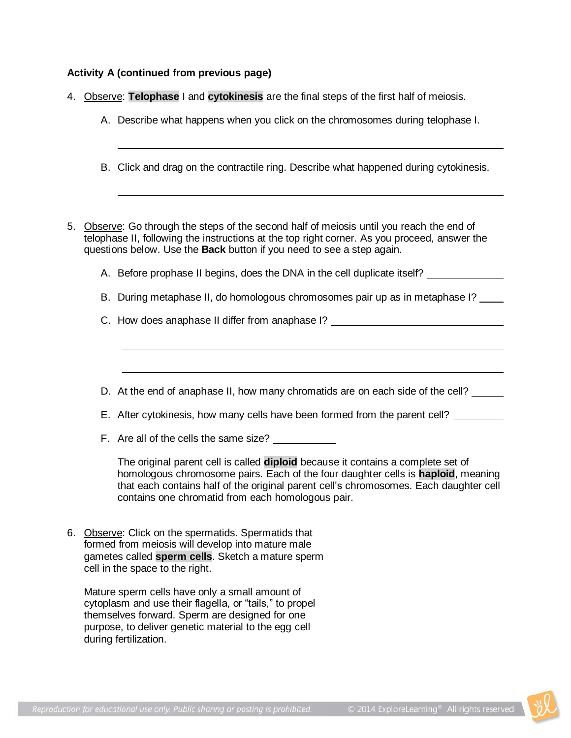**Activity A (continued from previous page)**

4. Observe: **Telophase** I and **cytokinesis** are the final steps of the first half of meiosis.

   A. Describe what happens when you click on the chromosomes during telophase I.

   ______________________________________________________________________

   B. Click and drag on the contractile ring. Describe what happened during cytokinesis.

   ______________________________________________________________________

5. Observe: Go through the steps of the second half of meiosis until you reach the end of telophase II, following the instructions at the top right corner. As you proceed, answer the questions below. Use the **Back** button if you need to see a step again.

   A. Before prophase II begins, does the DNA in the cell duplicate itself? ____________

   B. During metaphase II, do homologous chromosomes pair up as in metaphase I? ____

   C. How does anaphase II differ from anaphase I? ______________________________

   ______________________________________________________________________

   ______________________________________________________________________

   D. At the end of anaphase II, how many chromatids are on each side of the cell? _____

   E. After cytokinesis, how many cells have been formed from the parent cell? ________

   F. Are all of the cells the same size? __________

   The original parent cell is called **diploid** because it contains a complete set of homologous chromosome pairs. Each of the four daughter cells is **haploid**, meaning that each contains half of the original parent cell's chromosomes. Each daughter cell contains one chromatid from each homologous pair.

6. Observe: Click on the spermatids. Spermatids that formed from meiosis will develop into mature male gametes called **sperm cells**. Sketch a mature sperm cell in the space to the right.

   Mature sperm cells have only a small amount of cytoplasm and use their flagella, or "tails," to propel themselves forward. Sperm are designed for one purpose, to deliver genetic material to the egg cell during fertilization.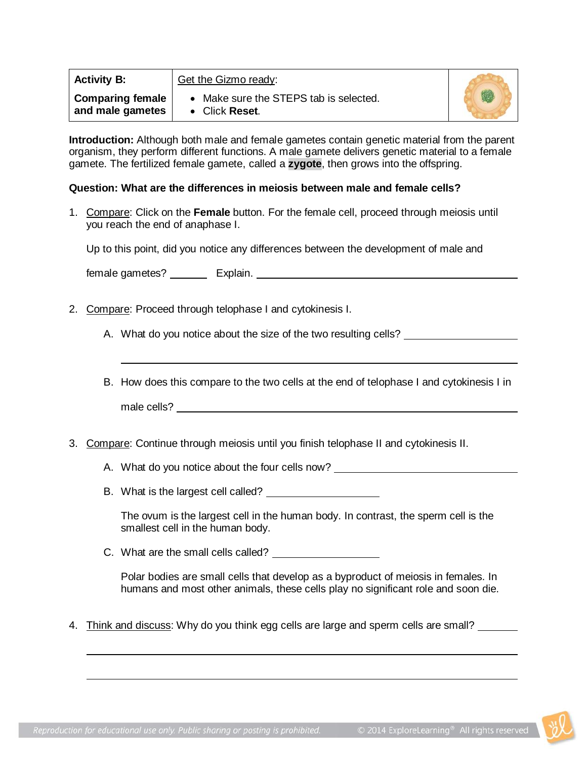| **Activity B:** **Comparing female and male gametes** | Get the Gizmo ready: • Make sure the STEPS tab is selected. • Click **Reset**. |
|---|---|

**Introduction:** Although both male and female gametes contain genetic material from the parent organism, they perform different functions. A male gamete delivers genetic material to a female gamete. The fertilized female gamete, called a **zygote**, then grows into the offspring.

**Question: What are the differences in meiosis between male and female cells?**

1. Compare: Click on the **Female** button. For the female cell, proceed through meiosis until you reach the end of anaphase I.

   Up to this point, did you notice any differences between the development of male and female gametes? _______ Explain. ___________________________________________

2. Compare: Proceed through telophase I and cytokinesis I.

   A. What do you notice about the size of the two resulting cells? ____________________

   ___________________________________________________________________________

   B. How does this compare to the two cells at the end of telophase I and cytokinesis I in male cells? _______________________________________________________________

3. Compare: Continue through meiosis until you finish telophase II and cytokinesis II.

   A. What do you notice about the four cells now? _______________________________

   B. What is the largest cell called? ____________________

   The ovum is the largest cell in the human body. In contrast, the sperm cell is the smallest cell in the human body.

   C. What are the small cells called? ____________________

   Polar bodies are small cells that develop as a byproduct of meiosis in females. In humans and most other animals, these cells play no significant role and soon die.

4. Think and discuss: Why do you think egg cells are large and sperm cells are small? _______

   ___________________________________________________________________________

   ___________________________________________________________________________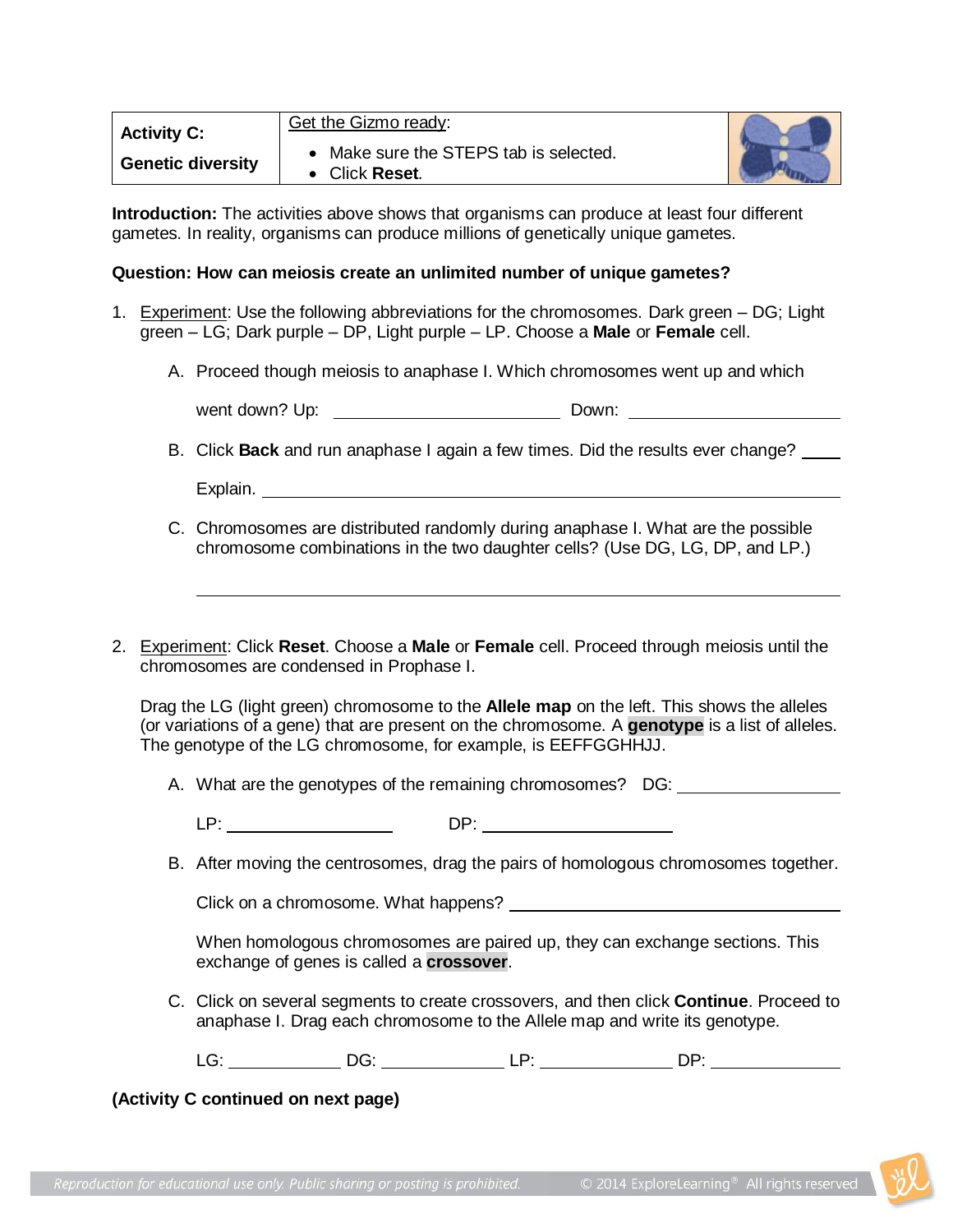| **Activity C:** **Genetic diversity** | Get the Gizmo ready: • Make sure the STEPS tab is selected. • Click **Reset**. |
|---|---|

**Introduction:** The activities above shows that organisms can produce at least four different gametes. In reality, organisms can produce millions of genetically unique gametes.

**Question: How can meiosis create an unlimited number of unique gametes?**

1. Experiment: Use the following abbreviations for the chromosomes. Dark green – DG; Light green – LG; Dark purple – DP, Light purple – LP. Choose a **Male** or **Female** cell.

   A. Proceed though meiosis to anaphase I. Which chromosomes went up and which went down? Up: ____________________ Down: ____________________

   B. Click **Back** and run anaphase I again a few times. Did the results ever change? ____

   Explain. ________________________________________________________________

   C. Chromosomes are distributed randomly during anaphase I. What are the possible chromosome combinations in the two daughter cells? (Use DG, LG, DP, and LP.)

   ________________________________________________________________

2. Experiment: Click **Reset**. Choose a **Male** or **Female** cell. Proceed through meiosis until the chromosomes are condensed in Prophase I.

   Drag the LG (light green) chromosome to the **Allele map** on the left. This shows the alleles (or variations of a gene) that are present on the chromosome. A **genotype** is a list of alleles. The genotype of the LG chromosome, for example, is EEFFGGHHJJ.

   A. What are the genotypes of the remaining chromosomes? DG: ______________

   LP: ______________ DP: ______________

   B. After moving the centrosomes, drag the pairs of homologous chromosomes together.

   Click on a chromosome. What happens? ______________________________

   When homologous chromosomes are paired up, they can exchange sections. This exchange of genes is called a **crossover**.

   C. Click on several segments to create crossovers, and then click **Continue**. Proceed to anaphase I. Drag each chromosome to the Allele map and write its genotype.

   LG: __________ DG: __________ LP: __________ DP: __________

**(Activity C continued on next page)**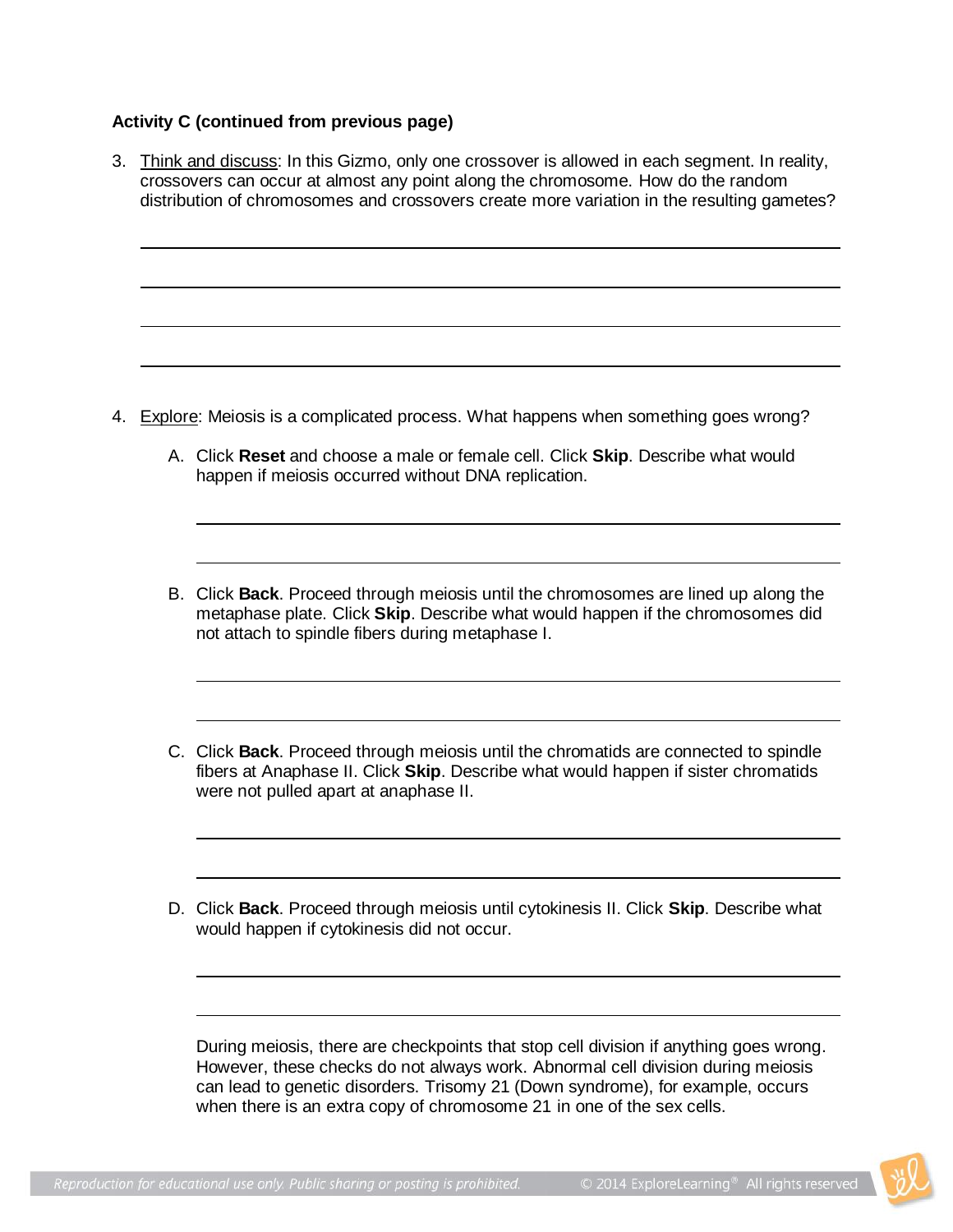**Activity C (continued from previous page)**

3. Think and discuss: In this Gizmo, only one crossover is allowed in each segment. In reality, crossovers can occur at almost any point along the chromosome. How do the random distribution of chromosomes and crossovers create more variation in the resulting gametes?

4. Explore: Meiosis is a complicated process. What happens when something goes wrong?

   A. Click **Reset** and choose a male or female cell. Click **Skip**. Describe what would happen if meiosis occurred without DNA replication.

   B. Click **Back**. Proceed through meiosis until the chromosomes are lined up along the metaphase plate. Click **Skip**. Describe what would happen if the chromosomes did not attach to spindle fibers during metaphase I.

   C. Click **Back**. Proceed through meiosis until the chromatids are connected to spindle fibers at Anaphase II. Click **Skip**. Describe what would happen if sister chromatids were not pulled apart at anaphase II.

   D. Click **Back**. Proceed through meiosis until cytokinesis II. Click **Skip**. Describe what would happen if cytokinesis did not occur.

   During meiosis, there are checkpoints that stop cell division if anything goes wrong. However, these checks do not always work. Abnormal cell division during meiosis can lead to genetic disorders. Trisomy 21 (Down syndrome), for example, occurs when there is an extra copy of chromosome 21 in one of the sex cells.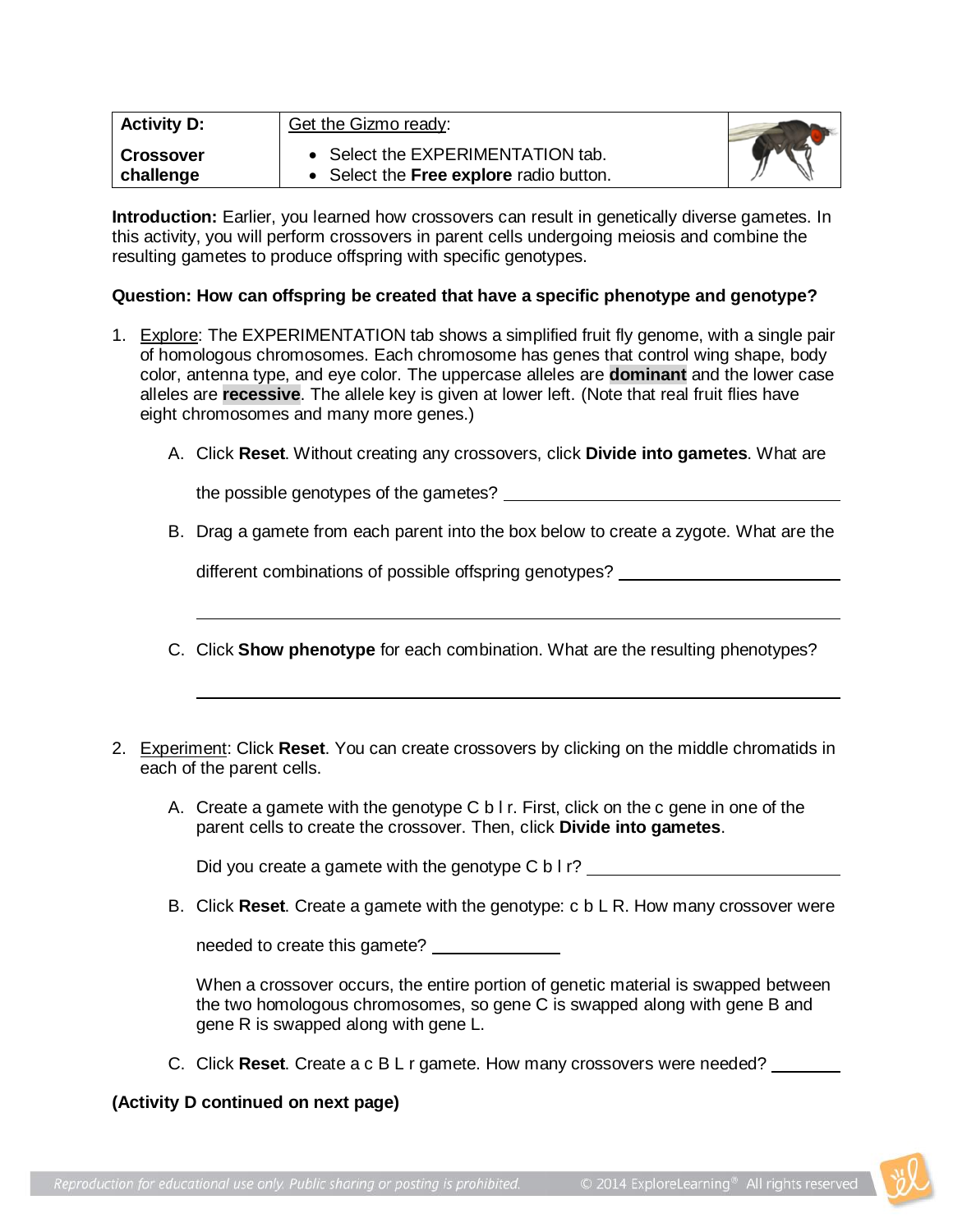| **Activity D:**<br><br>**Crossover challenge** | Get the Gizmo ready:<br><br>• Select the EXPERIMENTATION tab.<br>• Select the **Free explore** radio button. | |
| --- | --- | --- |

**Introduction:** Earlier, you learned how crossovers can result in genetically diverse gametes. In this activity, you will perform crossovers in parent cells undergoing meiosis and combine the resulting gametes to produce offspring with specific genotypes.

**Question: How can offspring be created that have a specific phenotype and genotype?**

1. Explore: The EXPERIMENTATION tab shows a simplified fruit fly genome, with a single pair of homologous chromosomes. Each chromosome has genes that control wing shape, body color, antenna type, and eye color. The uppercase alleles are **dominant** and the lower case alleles are **recessive**. The allele key is given at lower left. (Note that real fruit flies have eight chromosomes and many more genes.)

   A. Click **Reset**. Without creating any crossovers, click **Divide into gametes**. What are the possible genotypes of the gametes? _______________

   B. Drag a gamete from each parent into the box below to create a zygote. What are the different combinations of possible offspring genotypes? _______________

   _______________

   C. Click **Show phenotype** for each combination. What are the resulting phenotypes?

   _______________

2. Experiment: Click **Reset**. You can create crossovers by clicking on the middle chromatids in each of the parent cells.

   A. Create a gamete with the genotype C b l r. First, click on the c gene in one of the parent cells to create the crossover. Then, click **Divide into gametes**.

   Did you create a gamete with the genotype C b l r? _______________

   B. Click **Reset**. Create a gamete with the genotype: c b L R. How many crossover were needed to create this gamete? _______________

   When a crossover occurs, the entire portion of genetic material is swapped between the two homologous chromosomes, so gene C is swapped along with gene B and gene R is swapped along with gene L.

   C. Click **Reset**. Create a c B L r gamete. How many crossovers were needed? _______

**(Activity D continued on next page)**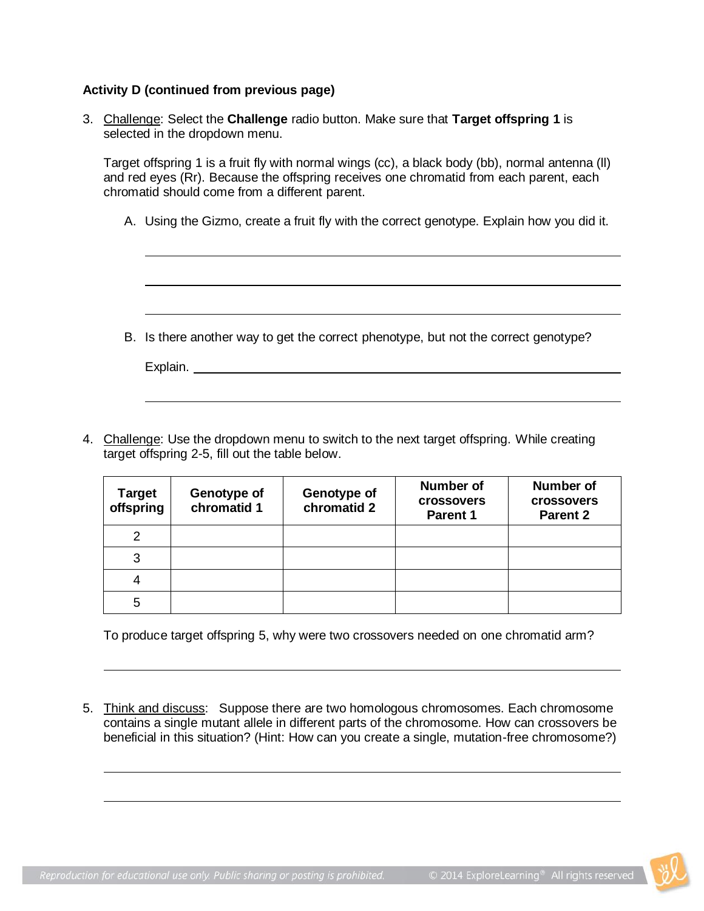**Activity D (continued from previous page)**

3. Challenge: Select the **Challenge** radio button. Make sure that **Target offspring 1** is selected in the dropdown menu.

   Target offspring 1 is a fruit fly with normal wings (cc), a black body (bb), normal antenna (ll) and red eyes (Rr). Because the offspring receives one chromatid from each parent, each chromatid should come from a different parent.

   A. Using the Gizmo, create a fruit fly with the correct genotype. Explain how you did it.

   B. Is there another way to get the correct phenotype, but not the correct genotype?

   Explain.

4. Challenge: Use the dropdown menu to switch to the next target offspring. While creating target offspring 2-5, fill out the table below.

| Target offspring | Genotype of chromatid 1 | Genotype of chromatid 2 | Number of crossovers Parent 1 | Number of crossovers Parent 2 |
|---|---|---|---|---|
| 2 | | | | |
| 3 | | | | |
| 4 | | | | |
| 5 | | | | |

   To produce target offspring 5, why were two crossovers needed on one chromatid arm?

5. Think and discuss: Suppose there are two homologous chromosomes. Each chromosome contains a single mutant allele in different parts of the chromosome. How can crossovers be beneficial in this situation? (Hint: How can you create a single, mutation-free chromosome?)